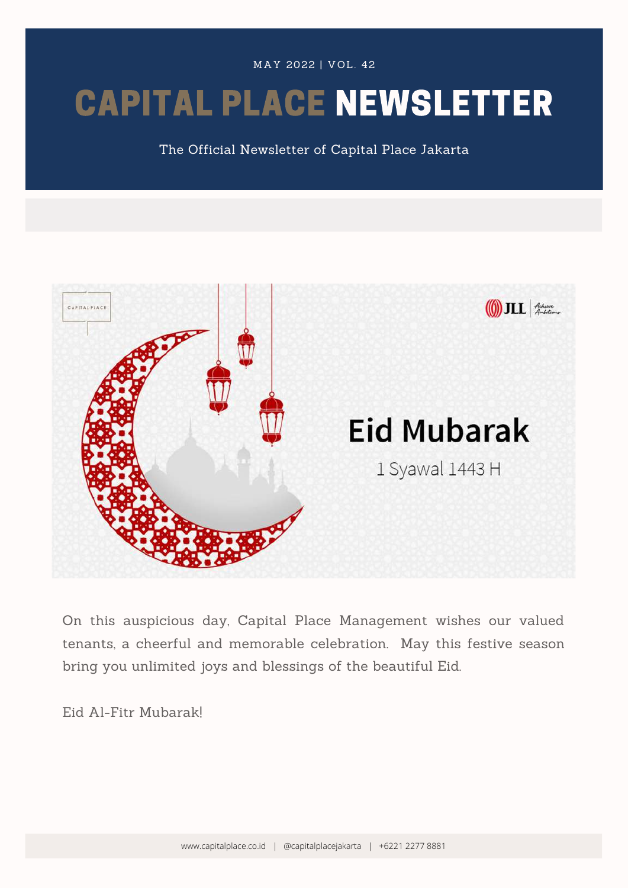MAY 2022 | VOL. 42

# CAPITAL PLACE NEWSLETTER

The Official Newsletter of Capital Place Jakarta

## Eid Mubarak

1 Syawal 1443 H

On this auspicious day, Capital Place Management wishes our valued tenants, a cheerful and memorable celebration. May this festive season bring you unlimited joys and blessings of the beautiful Eid.

Eid Al-Fitr Mubarak!

www.capitalplace.co.id | @capitalplacejakarta | +6221 2277 8881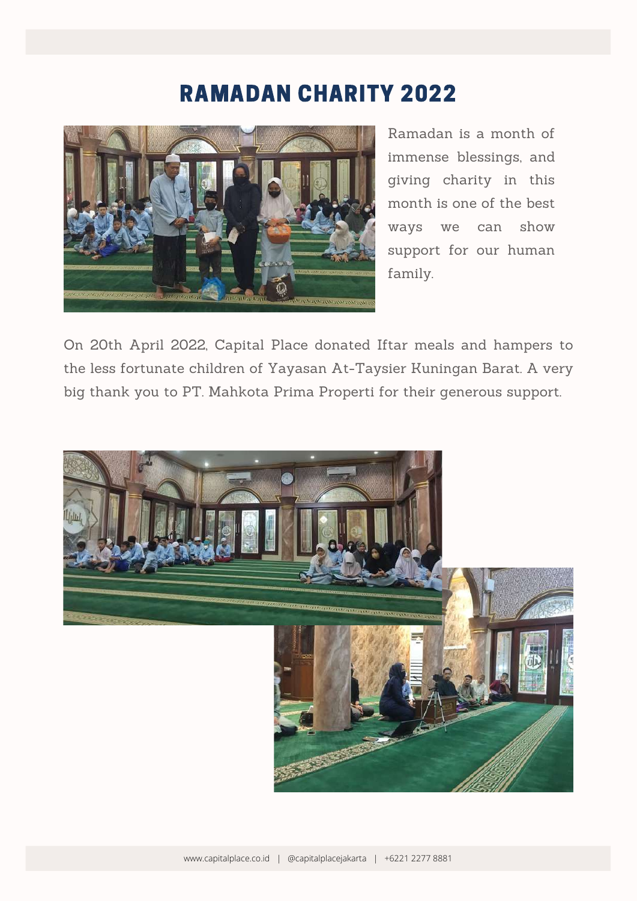# RAMADAN CHARITY 2022

Ramadan is a month of immense blessings, and giving charity in this month is one of the best ways we can show support for our human family.

On 20th April 2022, Capital Place donated Iftar meals and hampers to the less fortunate children of Yayasan At-Taysier Kuningan Barat. A very big thank you to PT. Mahkota Prima Properti for their generous support.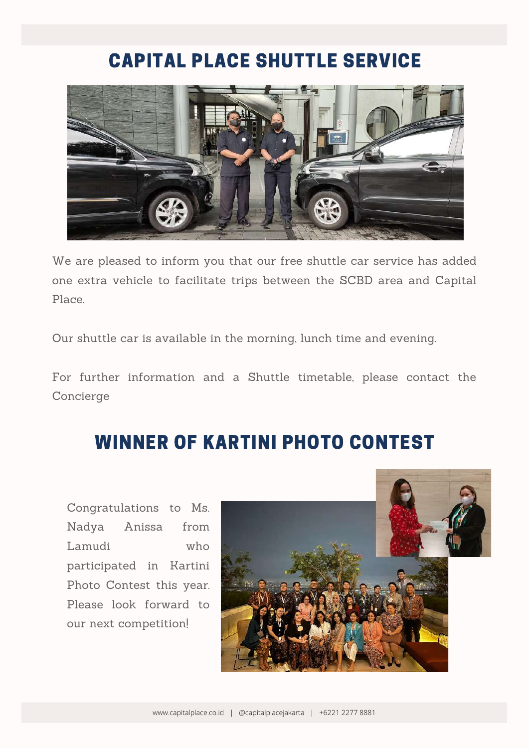## CAPITAL PLACE SHUTTLE SERVICE

We are pleased to inform you that our free shuttle car service has added one extra vehicle to facilitate trips between the SCBD area and Capital Place.

Our shuttle car is available in the morning, lunch time and evening.

For further information and a Shuttle timetable, please contact the Concierge

## WINNER OF KARTINI PHOTO CONTEST

Congratulations to Ms. Nadya Anissa from Lamudi who participated in Kartini Photo Contest this year. Please look forward to our next competition!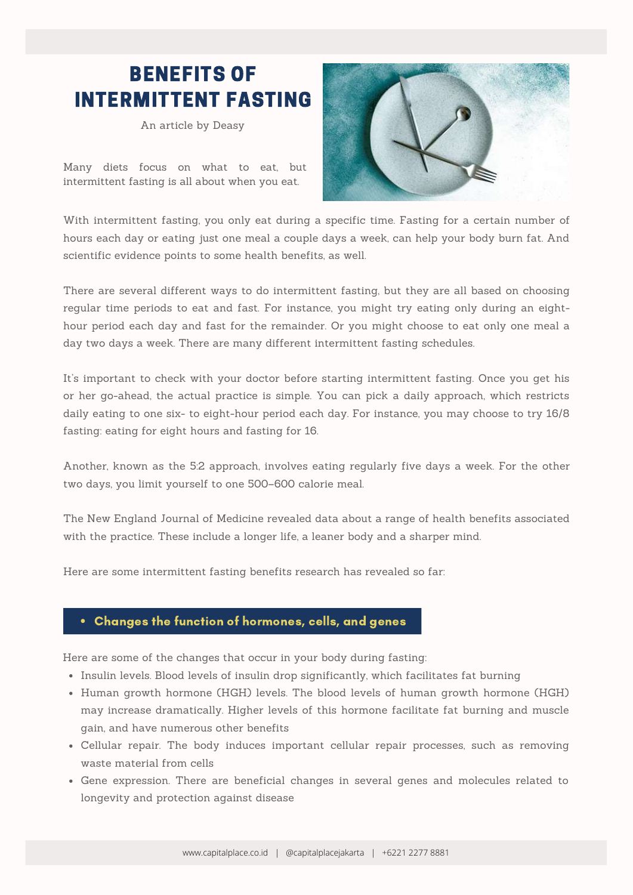# BENEFITS OF INTERMITTENT FASTING

An article by Deasy

Many diets focus on what to eat, but intermittent fasting is all about when you eat.

With intermittent fasting, you only eat during a specific time. Fasting for a certain number of hours each day or eating just one meal a couple days a week, can help your body burn fat. And scientific evidence points to some health benefits, as well.

There are several different ways to do intermittent fasting, but they are all based on choosing regular time periods to eat and fast. For instance, you might try eating only during an eight-hour period each day and fast for the remainder. Or you might choose to eat only one meal a day two days a week. There are many different intermittent fasting schedules.

It's important to check with your doctor before starting intermittent fasting. Once you get his or her go-ahead, the actual practice is simple. You can pick a daily approach, which restricts daily eating to one six- to eight-hour period each day. For instance, you may choose to try 16/8 fasting: eating for eight hours and fasting for 16.

Another, known as the 5:2 approach, involves eating regularly five days a week. For the other two days, you limit yourself to one 500–600 calorie meal.

The New England Journal of Medicine revealed data about a range of health benefits associated with the practice. These include a longer life, a leaner body and a sharper mind.

Here are some intermittent fasting benefits research has revealed so far:

- **Changes the function of hormones, cells, and genes**

Here are some of the changes that occur in your body during fasting:

- Insulin levels. Blood levels of insulin drop significantly, which facilitates fat burning
- Human growth hormone (HGH) levels. The blood levels of human growth hormone (HGH) may increase dramatically. Higher levels of this hormone facilitate fat burning and muscle gain, and have numerous other benefits
- Cellular repair. The body induces important cellular repair processes, such as removing waste material from cells
- Gene expression. There are beneficial changes in several genes and molecules related to longevity and protection against disease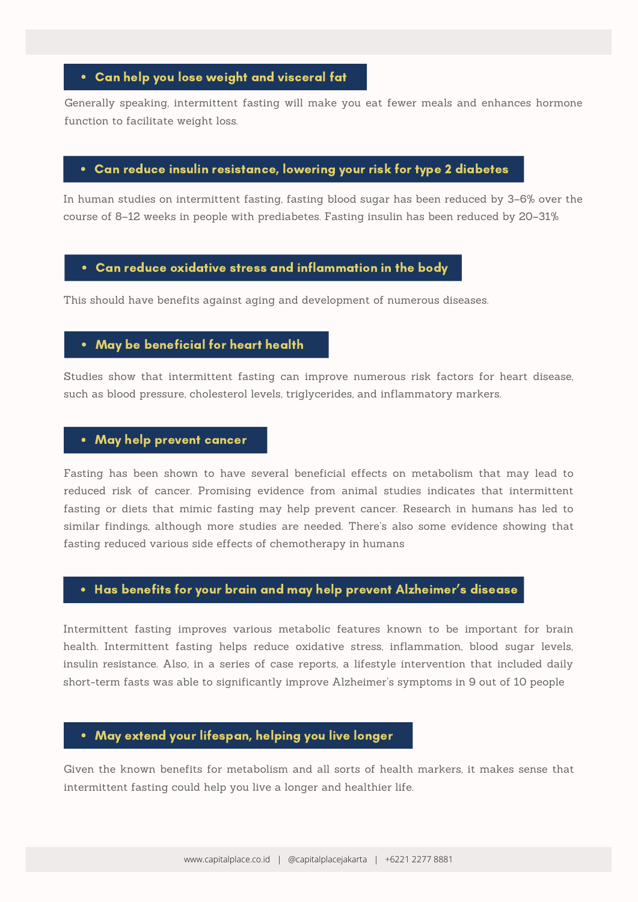- **Can help you lose weight and visceral fat**

Generally speaking, intermittent fasting will make you eat fewer meals and enhances hormone function to facilitate weight loss.

- **Can reduce insulin resistance, lowering your risk for type 2 diabetes**

In human studies on intermittent fasting, fasting blood sugar has been reduced by 3–6% over the course of 8–12 weeks in people with prediabetes. Fasting insulin has been reduced by 20–31%

- **Can reduce oxidative stress and inflammation in the body**

This should have benefits against aging and development of numerous diseases.

- **May be beneficial for heart health**

Studies show that intermittent fasting can improve numerous risk factors for heart disease, such as blood pressure, cholesterol levels, triglycerides, and inflammatory markers.

- **May help prevent cancer**

Fasting has been shown to have several beneficial effects on metabolism that may lead to reduced risk of cancer. Promising evidence from animal studies indicates that intermittent fasting or diets that mimic fasting may help prevent cancer. Research in humans has led to similar findings, although more studies are needed. There's also some evidence showing that fasting reduced various side effects of chemotherapy in humans

- **Has benefits for your brain and may help prevent Alzheimer's disease**

Intermittent fasting improves various metabolic features known to be important for brain health. Intermittent fasting helps reduce oxidative stress, inflammation, blood sugar levels, insulin resistance. Also, in a series of case reports, a lifestyle intervention that included daily short-term fasts was able to significantly improve Alzheimer's symptoms in 9 out of 10 people

- **May extend your lifespan, helping you live longer**

Given the known benefits for metabolism and all sorts of health markers, it makes sense that intermittent fasting could help you live a longer and healthier life.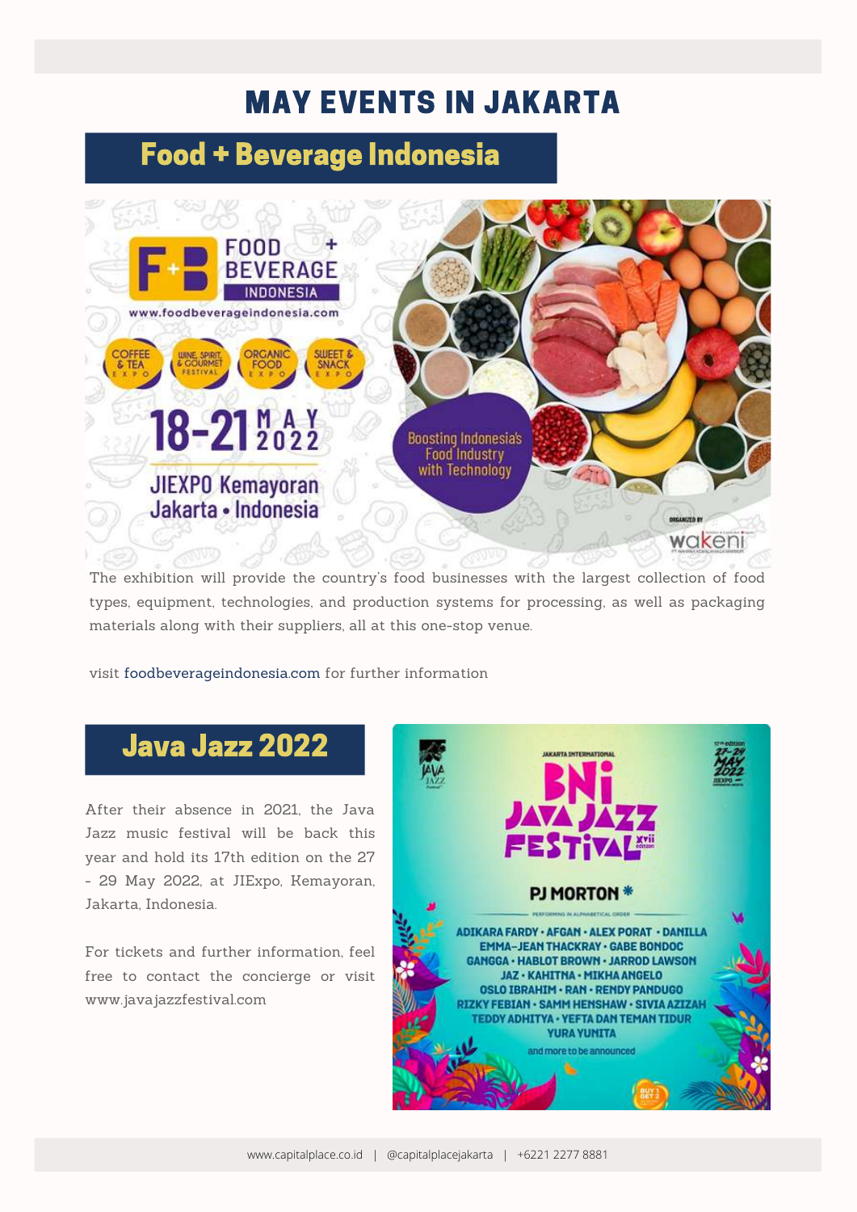# MAY EVENTS IN JAKARTA

## Food + Beverage Indonesia

The exhibition will provide the country's food businesses with the largest collection of food types, equipment, technologies, and production systems for processing, as well as packaging materials along with their suppliers, all at this one-stop venue.

visit foodbeverageindonesia.com for further information

## Java Jazz 2022

After their absence in 2021, the Java Jazz music festival will be back this year and hold its 17th edition on the 27 - 29 May 2022, at JIExpo, Kemayoran, Jakarta, Indonesia.

For tickets and further information, feel free to contact the concierge or visit www.javajazzfestival.com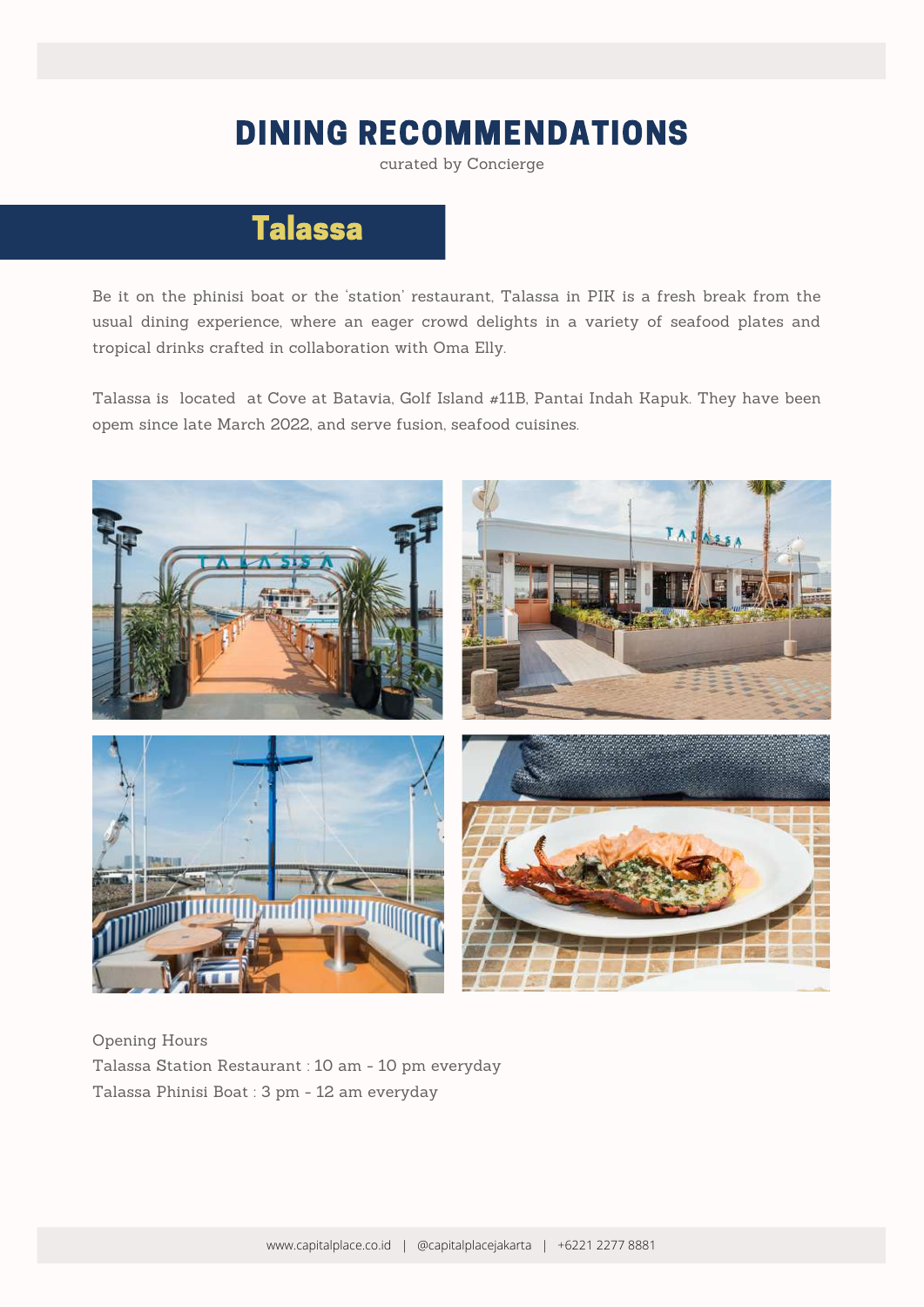# DINING RECOMMENDATIONS

curated by Concierge

## Talassa

Be it on the phinisi boat or the 'station' restaurant, Talassa in PIK is a fresh break from the usual dining experience, where an eager crowd delights in a variety of seafood plates and tropical drinks crafted in collaboration with Oma Elly.

Talassa is located at Cove at Batavia, Golf Island #11B, Pantai Indah Kapuk. They have been opem since late March 2022, and serve fusion, seafood cuisines.

Opening Hours
Talassa Station Restaurant : 10 am - 10 pm everyday
Talassa Phinisi Boat : 3 pm - 12 am everyday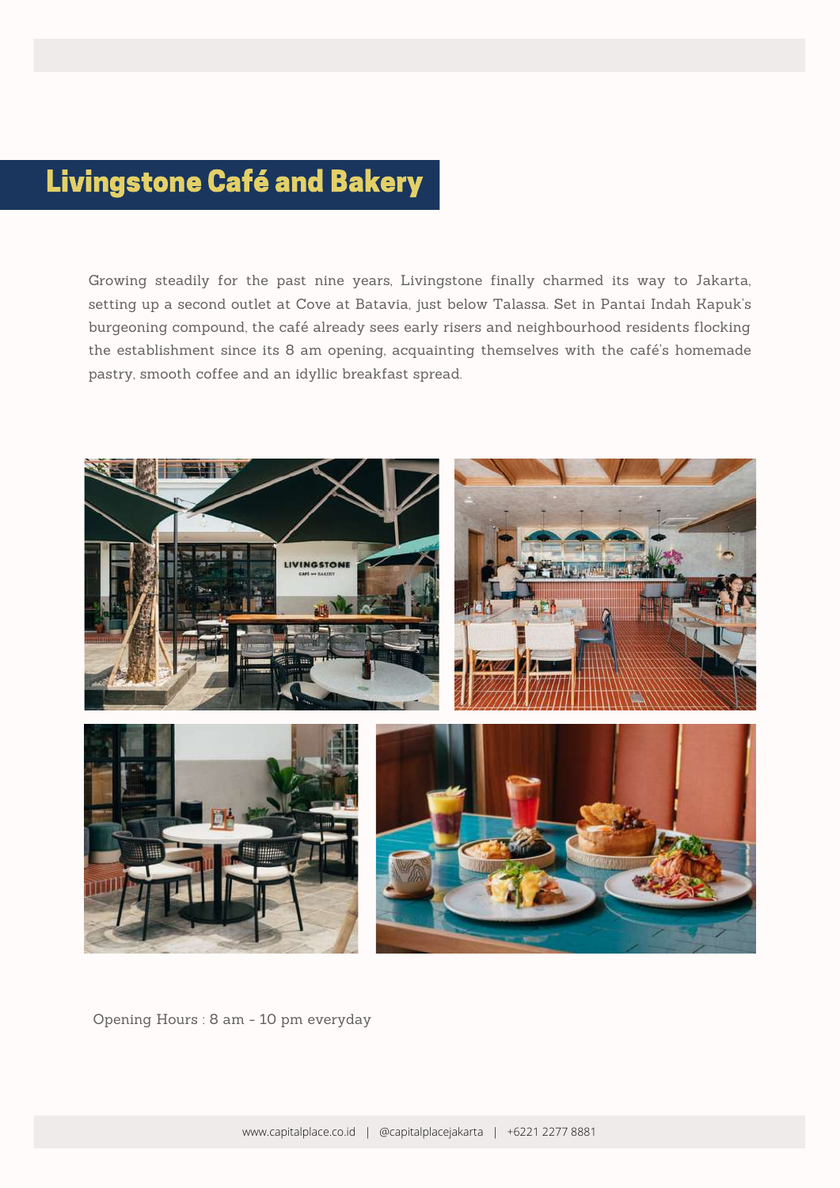## Livingstone Café and Bakery

Growing steadily for the past nine years, Livingstone finally charmed its way to Jakarta, setting up a second outlet at Cove at Batavia, just below Talassa. Set in Pantai Indah Kapuk's burgeoning compound, the café already sees early risers and neighbourhood residents flocking the establishment since its 8 am opening, acquainting themselves with the café's homemade pastry, smooth coffee and an idyllic breakfast spread.

Opening Hours : 8 am - 10 pm everyday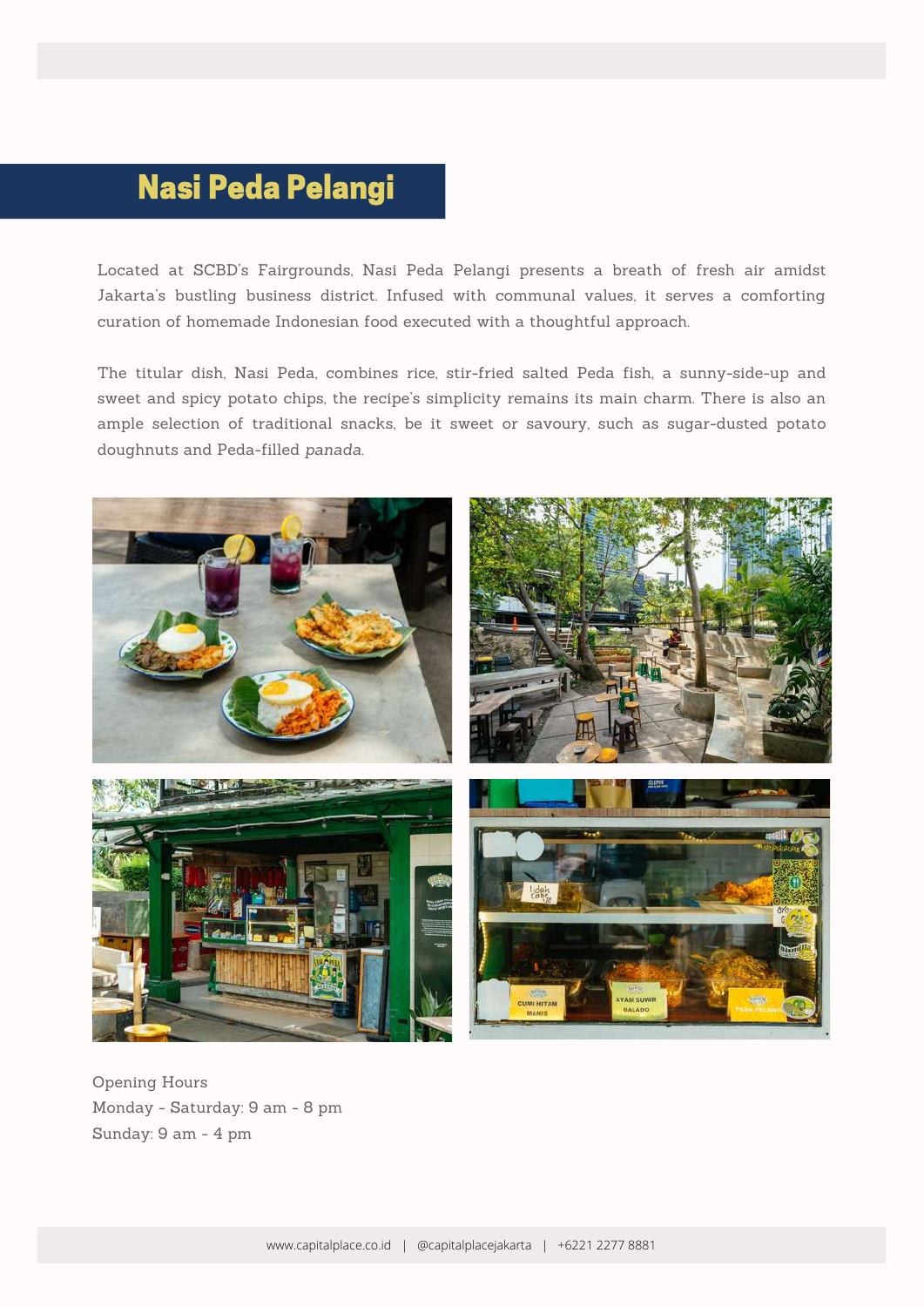# Nasi Peda Pelangi

Located at SCBD's Fairgrounds, Nasi Peda Pelangi presents a breath of fresh air amidst Jakarta's bustling business district. Infused with communal values, it serves a comforting curation of homemade Indonesian food executed with a thoughtful approach.

The titular dish, Nasi Peda, combines rice, stir-fried salted Peda fish, a sunny-side-up and sweet and spicy potato chips, the recipe's simplicity remains its main charm. There is also an ample selection of traditional snacks, be it sweet or savoury, such as sugar-dusted potato doughnuts and Peda-filled *panada*.

Opening Hours
Monday - Saturday: 9 am - 8 pm
Sunday: 9 am - 4 pm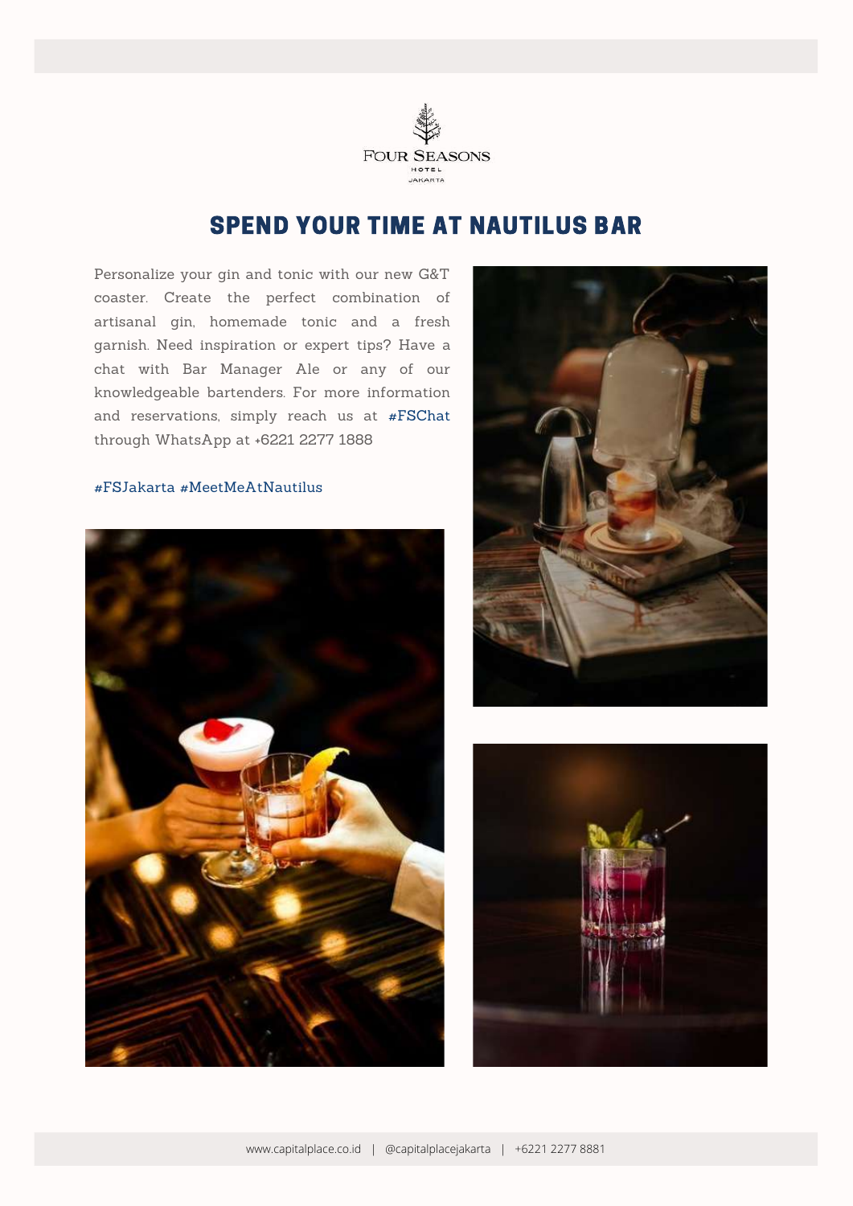FOUR SEASONS
HOTEL
JAKARTA

# SPEND YOUR TIME AT NAUTILUS BAR

Personalize your gin and tonic with our new G&T coaster. Create the perfect combination of artisanal gin, homemade tonic and a fresh garnish. Need inspiration or expert tips? Have a chat with Bar Manager Ale or any of our knowledgeable bartenders. For more information and reservations, simply reach us at #FSChat through WhatsApp at +6221 2277 1888

#FSJakarta #MeetMeAtNautilus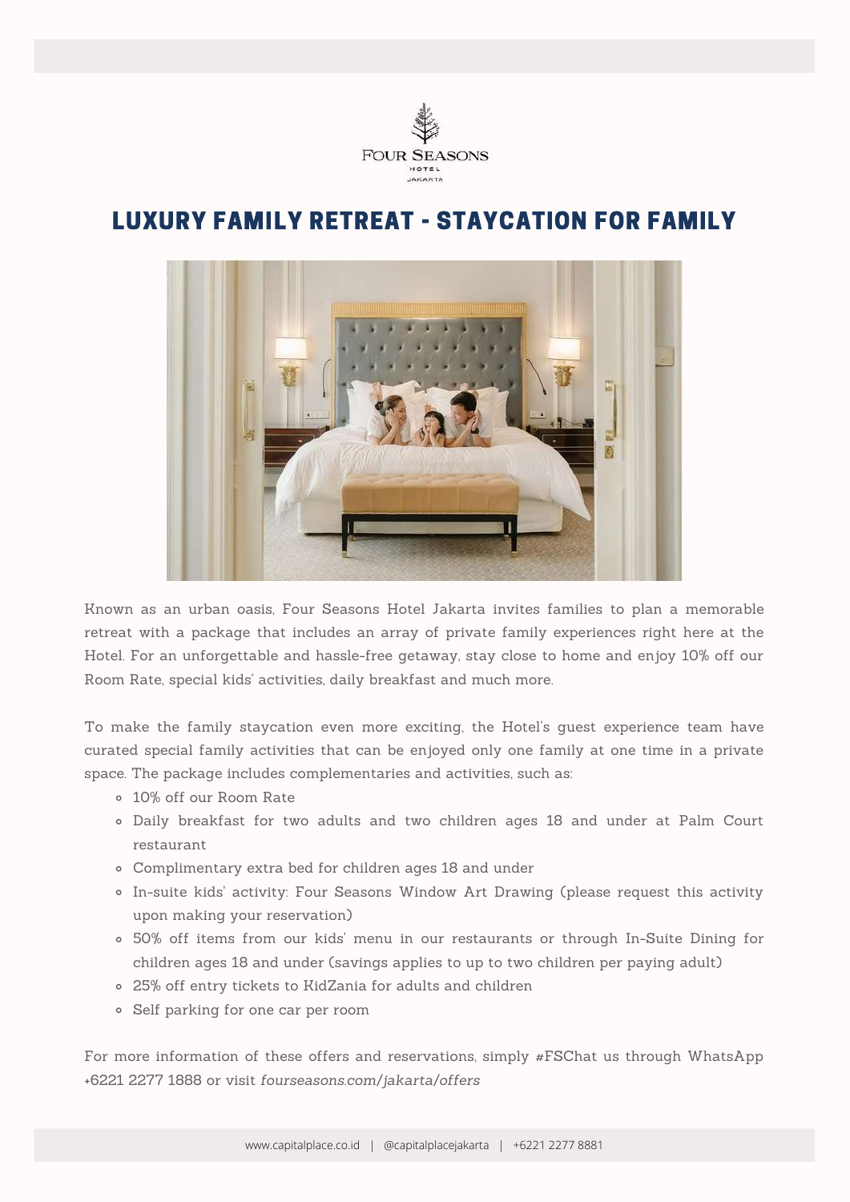FOUR SEASONS
HOTEL
JAKARTA

# LUXURY FAMILY RETREAT - STAYCATION FOR FAMILY

Known as an urban oasis, Four Seasons Hotel Jakarta invites families to plan a memorable retreat with a package that includes an array of private family experiences right here at the Hotel. For an unforgettable and hassle-free getaway, stay close to home and enjoy 10% off our Room Rate, special kids' activities, daily breakfast and much more.

To make the family staycation even more exciting, the Hotel's guest experience team have curated special family activities that can be enjoyed only one family at one time in a private space. The package includes complementaries and activities, such as:

- 10% off our Room Rate
- Daily breakfast for two adults and two children ages 18 and under at Palm Court restaurant
- Complimentary extra bed for children ages 18 and under
- In-suite kids' activity: Four Seasons Window Art Drawing (please request this activity upon making your reservation)
- 50% off items from our kids' menu in our restaurants or through In-Suite Dining for children ages 18 and under (savings applies to up to two children per paying adult)
- 25% off entry tickets to KidZania for adults and children
- Self parking for one car per room

For more information of these offers and reservations, simply #FSChat us through WhatsApp +6221 2277 1888 or visit *fourseasons.com/jakarta/offers*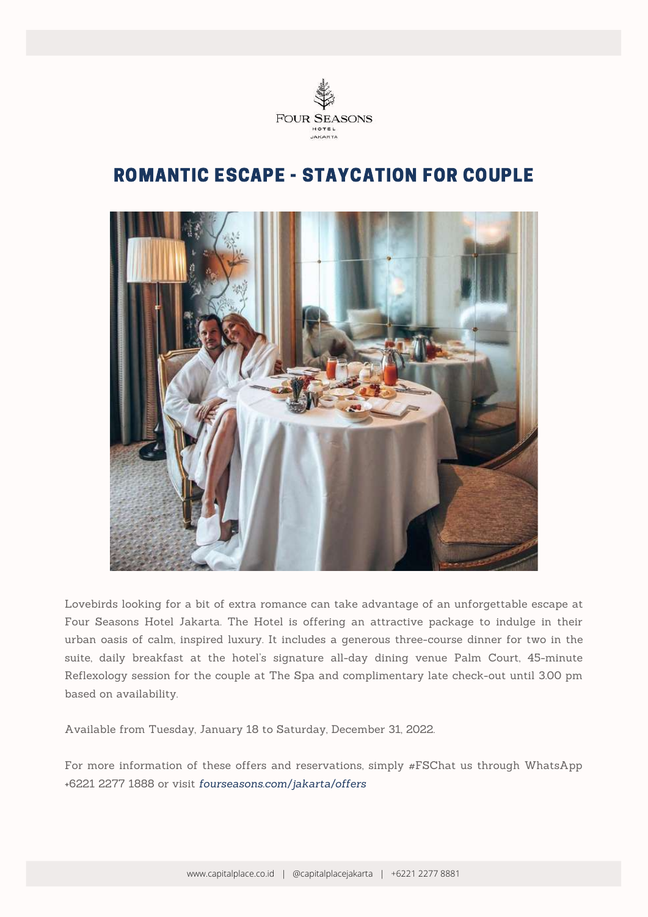FOUR SEASONS
HOTEL
JAKARTA

# ROMANTIC ESCAPE - STAYCATION FOR COUPLE

Lovebirds looking for a bit of extra romance can take advantage of an unforgettable escape at Four Seasons Hotel Jakarta. The Hotel is offering an attractive package to indulge in their urban oasis of calm, inspired luxury. It includes a generous three-course dinner for two in the suite, daily breakfast at the hotel's signature all-day dining venue Palm Court, 45-minute Reflexology session for the couple at The Spa and complimentary late check-out until 3.00 pm based on availability.

Available from Tuesday, January 18 to Saturday, December 31, 2022.

For more information of these offers and reservations, simply #FSChat us through WhatsApp +6221 2277 1888 or visit *fourseasons.com/jakarta/offers*